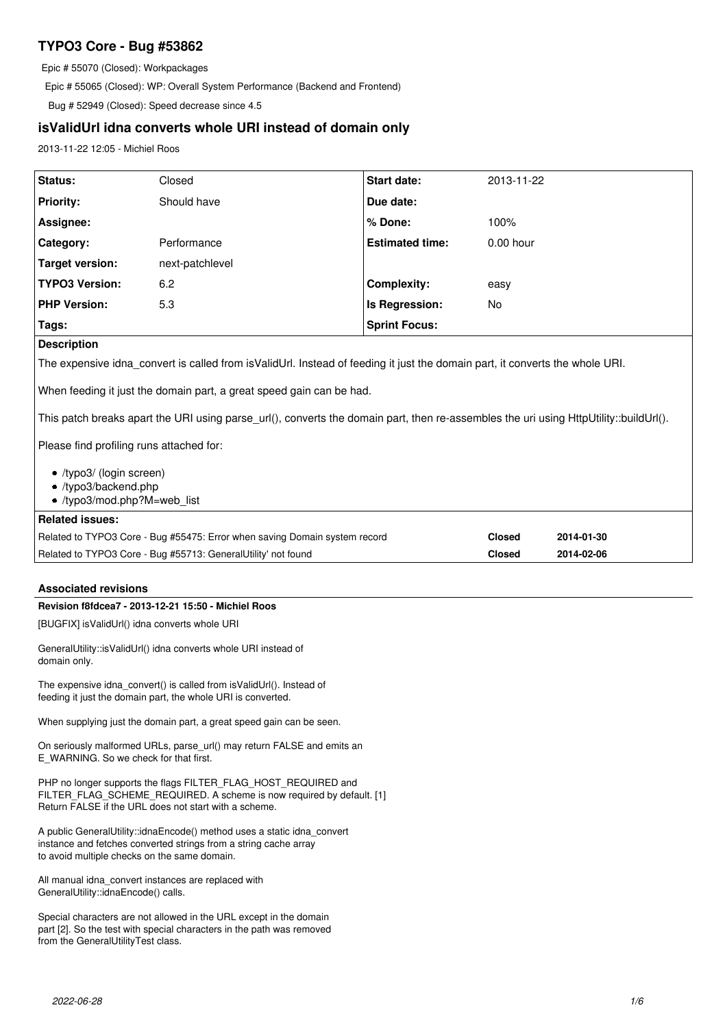# TYPO3 Core - Bug #53862

Epic # 55070 (Closed): Workpackages

Epic # 55065 (Closed): WP: Overall System Performance (Backend and Frontend)

Bug # 52949 (Closed): Speed decrease since 4.5

## isValidUrl idna converts whole URI instead of domain only

2013-11-22 12:05 - Michiel Roos

| | | | |
|---|---|---|---|
| **Status:** | Closed | **Start date:** | 2013-11-22 |
| **Priority:** | Should have | **Due date:** | |
| **Assignee:** | | **% Done:** | 100% |
| **Category:** | Performance | **Estimated time:** | 0.00 hour |
| **Target version:** | next-patchlevel | | |
| **TYPO3 Version:** | 6.2 | **Complexity:** | easy |
| **PHP Version:** | 5.3 | **Is Regression:** | No |
| **Tags:** | | **Sprint Focus:** | |

**Description**

The expensive idna_convert is called from isValidUrl. Instead of feeding it just the domain part, it converts the whole URI.

When feeding it just the domain part, a great speed gain can be had.

This patch breaks apart the URI using parse_url(), converts the domain part, then re-assembles the uri using HttpUtility::buildUrl().

Please find profiling runs attached for:

- /typo3/ (login screen)
- /typo3/backend.php
- /typo3/mod.php?M=web_list

**Related issues:**

| | | |
|---|---|---|
| Related to TYPO3 Core - Bug #55475: Error when saving Domain system record | **Closed** | **2014-01-30** |
| Related to TYPO3 Core - Bug #55713: GeneralUtility' not found | **Closed** | **2014-02-06** |

### Associated revisions

**Revision f8fdcea7 - 2013-12-21 15:50 - Michiel Roos**

[BUGFIX] isValidUrl() idna converts whole URI

GeneralUtility::isValidUrl() idna converts whole URI instead of
domain only.

The expensive idna_convert() is called from isValidUrl(). Instead of
feeding it just the domain part, the whole URI is converted.

When supplying just the domain part, a great speed gain can be seen.

On seriously malformed URLs, parse_url() may return FALSE and emits an
E_WARNING. So we check for that first.

PHP no longer supports the flags FILTER_FLAG_HOST_REQUIRED and
FILTER_FLAG_SCHEME_REQUIRED. A scheme is now required by default. [1]
Return FALSE if the URL does not start with a scheme.

A public GeneralUtility::idnaEncode() method uses a static idna_convert
instance and fetches converted strings from a string cache array
to avoid multiple checks on the same domain.

All manual idna_convert instances are replaced with
GeneralUtility::idnaEncode() calls.

Special characters are not allowed in the URL except in the domain
part [2]. So the test with special characters in the path was removed
from the GeneralUtilityTest class.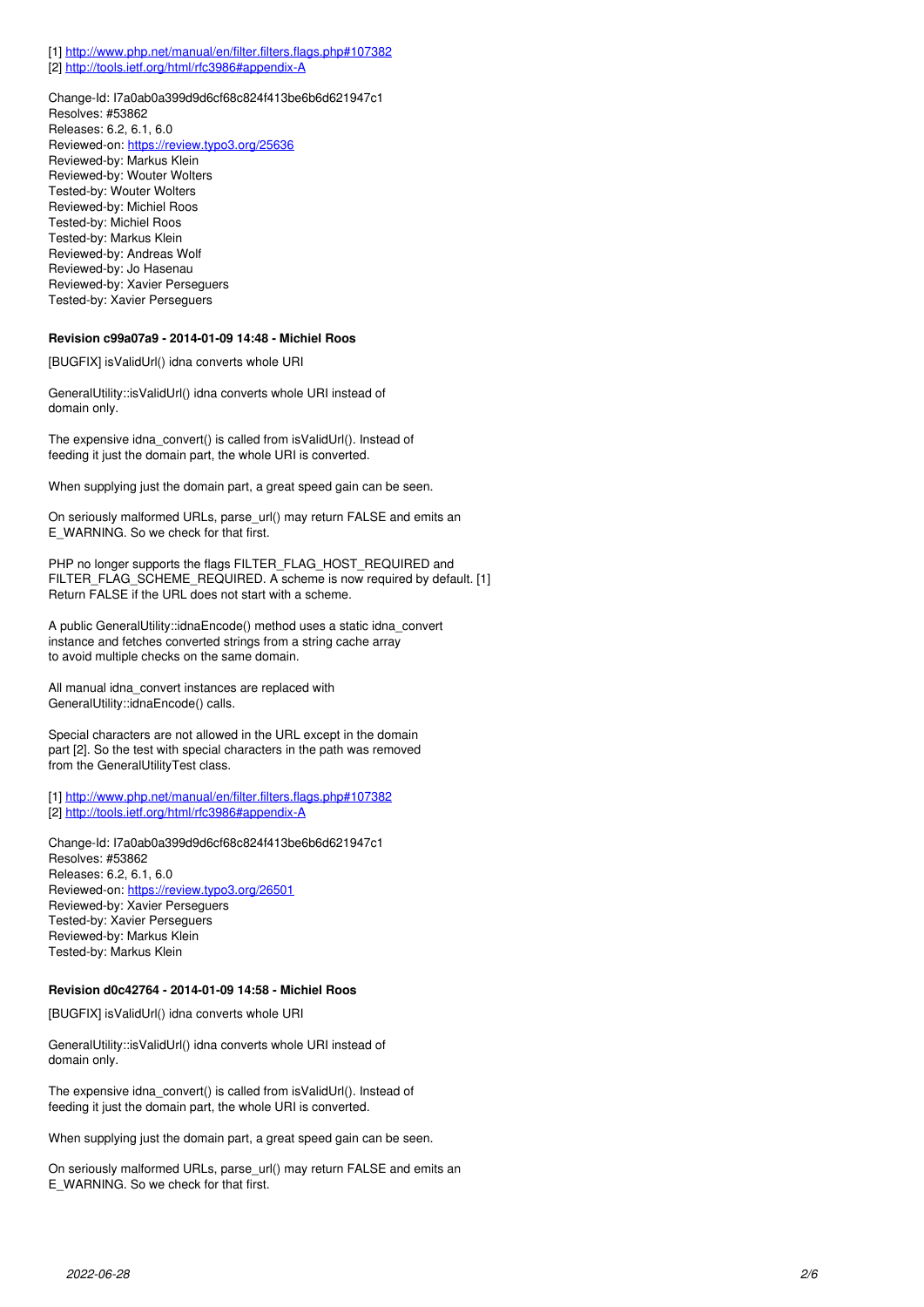[1] http://www.php.net/manual/en/filter.filters.flags.php#107382
[2] http://tools.ietf.org/html/rfc3986#appendix-A

Change-Id: I7a0ab0a399d9d6cf68c824f413be6b6d621947c1
Resolves: #53862
Releases: 6.2, 6.1, 6.0
Reviewed-on: https://review.typo3.org/25636
Reviewed-by: Markus Klein
Reviewed-by: Wouter Wolters
Tested-by: Wouter Wolters
Reviewed-by: Michiel Roos
Tested-by: Michiel Roos
Tested-by: Markus Klein
Reviewed-by: Andreas Wolf
Reviewed-by: Jo Hasenau
Reviewed-by: Xavier Perseguers
Tested-by: Xavier Perseguers

#### Revision c99a07a9 - 2014-01-09 14:48 - Michiel Roos

[BUGFIX] isValidUrl() idna converts whole URI

GeneralUtility::isValidUrl() idna converts whole URI instead of
domain only.

The expensive idna_convert() is called from isValidUrl(). Instead of
feeding it just the domain part, the whole URI is converted.

When supplying just the domain part, a great speed gain can be seen.

On seriously malformed URLs, parse_url() may return FALSE and emits an
E_WARNING. So we check for that first.

PHP no longer supports the flags FILTER_FLAG_HOST_REQUIRED and
FILTER_FLAG_SCHEME_REQUIRED. A scheme is now required by default. [1]
Return FALSE if the URL does not start with a scheme.

A public GeneralUtility::idnaEncode() method uses a static idna_convert
instance and fetches converted strings from a string cache array
to avoid multiple checks on the same domain.

All manual idna_convert instances are replaced with
GeneralUtility::idnaEncode() calls.

Special characters are not allowed in the URL except in the domain
part [2]. So the test with special characters in the path was removed
from the GeneralUtilityTest class.

[1] http://www.php.net/manual/en/filter.filters.flags.php#107382
[2] http://tools.ietf.org/html/rfc3986#appendix-A

Change-Id: I7a0ab0a399d9d6cf68c824f413be6b6d621947c1
Resolves: #53862
Releases: 6.2, 6.1, 6.0
Reviewed-on: https://review.typo3.org/26501
Reviewed-by: Xavier Perseguers
Tested-by: Xavier Perseguers
Reviewed-by: Markus Klein
Tested-by: Markus Klein

#### Revision d0c42764 - 2014-01-09 14:58 - Michiel Roos

[BUGFIX] isValidUrl() idna converts whole URI

GeneralUtility::isValidUrl() idna converts whole URI instead of
domain only.

The expensive idna_convert() is called from isValidUrl(). Instead of
feeding it just the domain part, the whole URI is converted.

When supplying just the domain part, a great speed gain can be seen.

On seriously malformed URLs, parse_url() may return FALSE and emits an
E_WARNING. So we check for that first.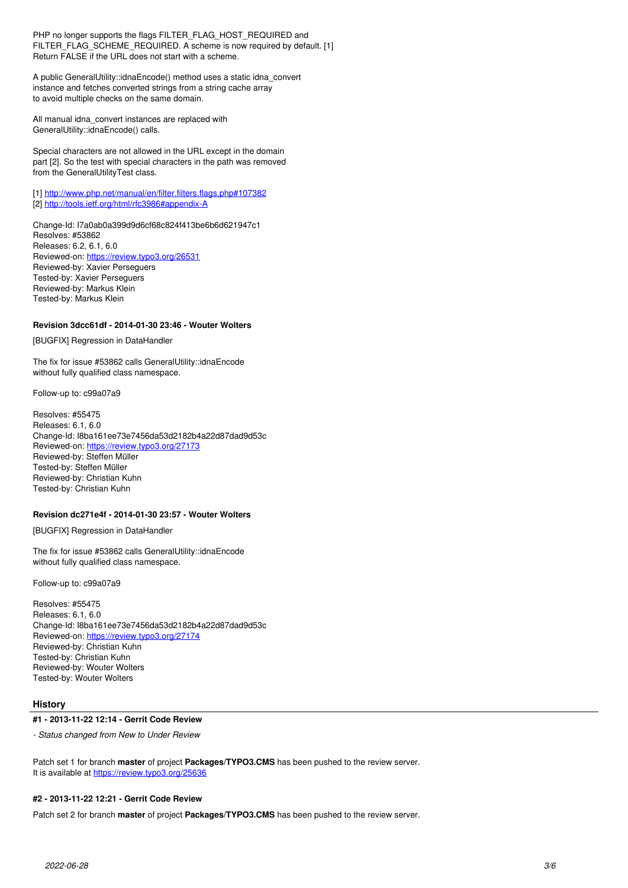PHP no longer supports the flags FILTER_FLAG_HOST_REQUIRED and FILTER_FLAG_SCHEME_REQUIRED. A scheme is now required by default. [1]
Return FALSE if the URL does not start with a scheme.

A public GeneralUtility::idnaEncode() method uses a static idna_convert instance and fetches converted strings from a string cache array to avoid multiple checks on the same domain.

All manual idna_convert instances are replaced with GeneralUtility::idnaEncode() calls.

Special characters are not allowed in the URL except in the domain part [2]. So the test with special characters in the path was removed from the GeneralUtilityTest class.

[1] http://www.php.net/manual/en/filter.filters.flags.php#107382
[2] http://tools.ietf.org/html/rfc3986#appendix-A

Change-Id: I7a0ab0a399d9d6cf68c824f413be6b6d621947c1
Resolves: #53862
Releases: 6.2, 6.1, 6.0
Reviewed-on: https://review.typo3.org/26531
Reviewed-by: Xavier Perseguers
Tested-by: Xavier Perseguers
Reviewed-by: Markus Klein
Tested-by: Markus Klein

#### Revision 3dcc61df - 2014-01-30 23:46 - Wouter Wolters

[BUGFIX] Regression in DataHandler

The fix for issue #53862 calls GeneralUtility::idnaEncode without fully qualified class namespace.

Follow-up to: c99a07a9

Resolves: #55475
Releases: 6.1, 6.0
Change-Id: I8ba161ee73e7456da53d2182b4a22d87dad9d53c
Reviewed-on: https://review.typo3.org/27173
Reviewed-by: Steffen Müller
Tested-by: Steffen Müller
Reviewed-by: Christian Kuhn
Tested-by: Christian Kuhn

#### Revision dc271e4f - 2014-01-30 23:57 - Wouter Wolters

[BUGFIX] Regression in DataHandler

The fix for issue #53862 calls GeneralUtility::idnaEncode without fully qualified class namespace.

Follow-up to: c99a07a9

Resolves: #55475
Releases: 6.1, 6.0
Change-Id: I8ba161ee73e7456da53d2182b4a22d87dad9d53c
Reviewed-on: https://review.typo3.org/27174
Reviewed-by: Christian Kuhn
Tested-by: Christian Kuhn
Reviewed-by: Wouter Wolters
Tested-by: Wouter Wolters

### History

#### #1 - 2013-11-22 12:14 - Gerrit Code Review

*- Status changed from New to Under Review*

Patch set 1 for branch **master** of project **Packages/TYPO3.CMS** has been pushed to the review server.
It is available at https://review.typo3.org/25636

#### #2 - 2013-11-22 12:21 - Gerrit Code Review

Patch set 2 for branch **master** of project **Packages/TYPO3.CMS** has been pushed to the review server.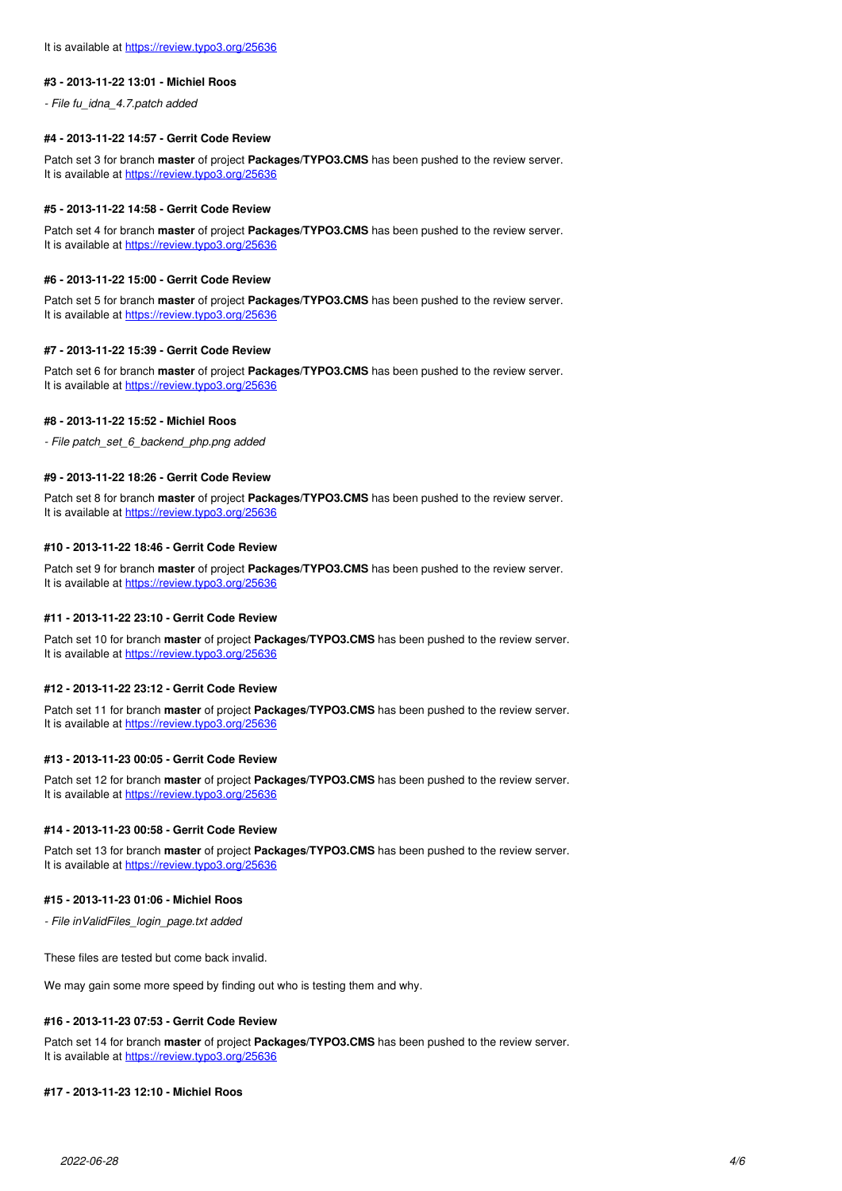It is available at https://review.typo3.org/25636

#### #3 - 2013-11-22 13:01 - Michiel Roos

*- File fu_idna_4.7.patch added*

#### #4 - 2013-11-22 14:57 - Gerrit Code Review

Patch set 3 for branch **master** of project **Packages/TYPO3.CMS** has been pushed to the review server.
It is available at https://review.typo3.org/25636

#### #5 - 2013-11-22 14:58 - Gerrit Code Review

Patch set 4 for branch **master** of project **Packages/TYPO3.CMS** has been pushed to the review server.
It is available at https://review.typo3.org/25636

#### #6 - 2013-11-22 15:00 - Gerrit Code Review

Patch set 5 for branch **master** of project **Packages/TYPO3.CMS** has been pushed to the review server.
It is available at https://review.typo3.org/25636

#### #7 - 2013-11-22 15:39 - Gerrit Code Review

Patch set 6 for branch **master** of project **Packages/TYPO3.CMS** has been pushed to the review server.
It is available at https://review.typo3.org/25636

#### #8 - 2013-11-22 15:52 - Michiel Roos

*- File patch_set_6_backend_php.png added*

#### #9 - 2013-11-22 18:26 - Gerrit Code Review

Patch set 8 for branch **master** of project **Packages/TYPO3.CMS** has been pushed to the review server.
It is available at https://review.typo3.org/25636

#### #10 - 2013-11-22 18:46 - Gerrit Code Review

Patch set 9 for branch **master** of project **Packages/TYPO3.CMS** has been pushed to the review server.
It is available at https://review.typo3.org/25636

#### #11 - 2013-11-22 23:10 - Gerrit Code Review

Patch set 10 for branch **master** of project **Packages/TYPO3.CMS** has been pushed to the review server.
It is available at https://review.typo3.org/25636

#### #12 - 2013-11-22 23:12 - Gerrit Code Review

Patch set 11 for branch **master** of project **Packages/TYPO3.CMS** has been pushed to the review server.
It is available at https://review.typo3.org/25636

#### #13 - 2013-11-23 00:05 - Gerrit Code Review

Patch set 12 for branch **master** of project **Packages/TYPO3.CMS** has been pushed to the review server.
It is available at https://review.typo3.org/25636

#### #14 - 2013-11-23 00:58 - Gerrit Code Review

Patch set 13 for branch **master** of project **Packages/TYPO3.CMS** has been pushed to the review server.
It is available at https://review.typo3.org/25636

#### #15 - 2013-11-23 01:06 - Michiel Roos

*- File inValidFiles_login_page.txt added*

These files are tested but come back invalid.

We may gain some more speed by finding out who is testing them and why.

#### #16 - 2013-11-23 07:53 - Gerrit Code Review

Patch set 14 for branch **master** of project **Packages/TYPO3.CMS** has been pushed to the review server.
It is available at https://review.typo3.org/25636

#### #17 - 2013-11-23 12:10 - Michiel Roos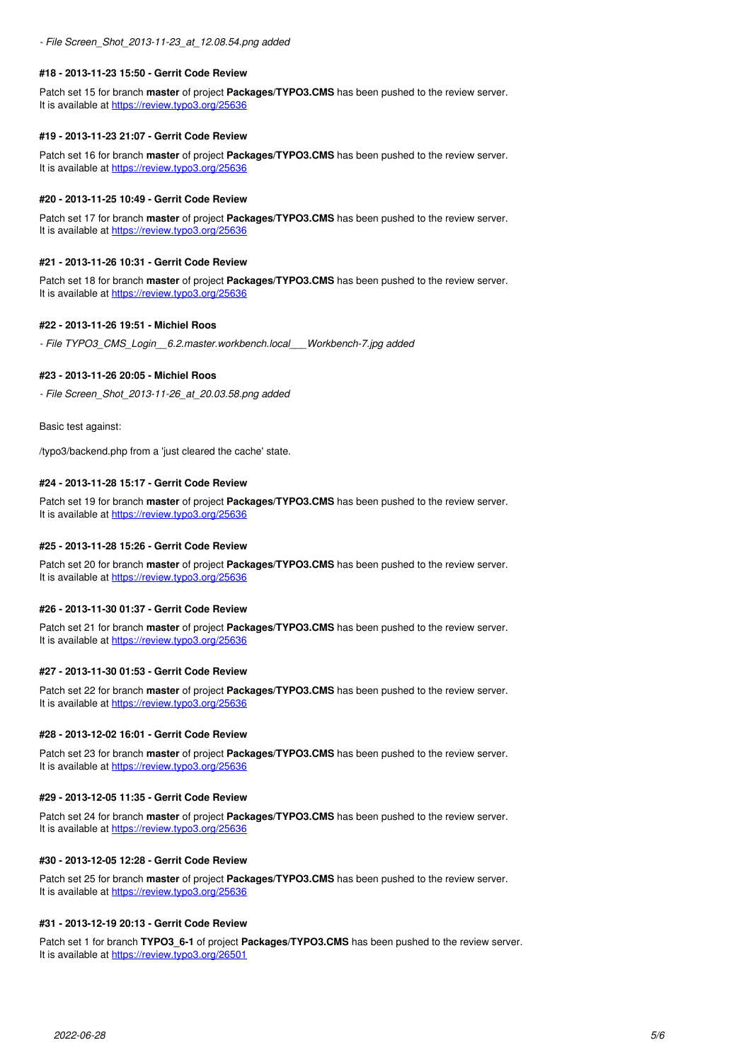*- File Screen_Shot_2013-11-23_at_12.08.54.png added*

#### #18 - 2013-11-23 15:50 - Gerrit Code Review

Patch set 15 for branch **master** of project **Packages/TYPO3.CMS** has been pushed to the review server.
It is available at https://review.typo3.org/25636

#### #19 - 2013-11-23 21:07 - Gerrit Code Review

Patch set 16 for branch **master** of project **Packages/TYPO3.CMS** has been pushed to the review server.
It is available at https://review.typo3.org/25636

#### #20 - 2013-11-25 10:49 - Gerrit Code Review

Patch set 17 for branch **master** of project **Packages/TYPO3.CMS** has been pushed to the review server.
It is available at https://review.typo3.org/25636

#### #21 - 2013-11-26 10:31 - Gerrit Code Review

Patch set 18 for branch **master** of project **Packages/TYPO3.CMS** has been pushed to the review server.
It is available at https://review.typo3.org/25636

#### #22 - 2013-11-26 19:51 - Michiel Roos

*- File TYPO3_CMS_Login__6.2.master.workbench.local___Workbench-7.jpg added*

#### #23 - 2013-11-26 20:05 - Michiel Roos

*- File Screen_Shot_2013-11-26_at_20.03.58.png added*

Basic test against:

/typo3/backend.php from a 'just cleared the cache' state.

#### #24 - 2013-11-28 15:17 - Gerrit Code Review

Patch set 19 for branch **master** of project **Packages/TYPO3.CMS** has been pushed to the review server.
It is available at https://review.typo3.org/25636

#### #25 - 2013-11-28 15:26 - Gerrit Code Review

Patch set 20 for branch **master** of project **Packages/TYPO3.CMS** has been pushed to the review server.
It is available at https://review.typo3.org/25636

#### #26 - 2013-11-30 01:37 - Gerrit Code Review

Patch set 21 for branch **master** of project **Packages/TYPO3.CMS** has been pushed to the review server.
It is available at https://review.typo3.org/25636

#### #27 - 2013-11-30 01:53 - Gerrit Code Review

Patch set 22 for branch **master** of project **Packages/TYPO3.CMS** has been pushed to the review server.
It is available at https://review.typo3.org/25636

#### #28 - 2013-12-02 16:01 - Gerrit Code Review

Patch set 23 for branch **master** of project **Packages/TYPO3.CMS** has been pushed to the review server.
It is available at https://review.typo3.org/25636

#### #29 - 2013-12-05 11:35 - Gerrit Code Review

Patch set 24 for branch **master** of project **Packages/TYPO3.CMS** has been pushed to the review server.
It is available at https://review.typo3.org/25636

#### #30 - 2013-12-05 12:28 - Gerrit Code Review

Patch set 25 for branch **master** of project **Packages/TYPO3.CMS** has been pushed to the review server.
It is available at https://review.typo3.org/25636

#### #31 - 2013-12-19 20:13 - Gerrit Code Review

Patch set 1 for branch **TYPO3_6-1** of project **Packages/TYPO3.CMS** has been pushed to the review server.
It is available at https://review.typo3.org/26501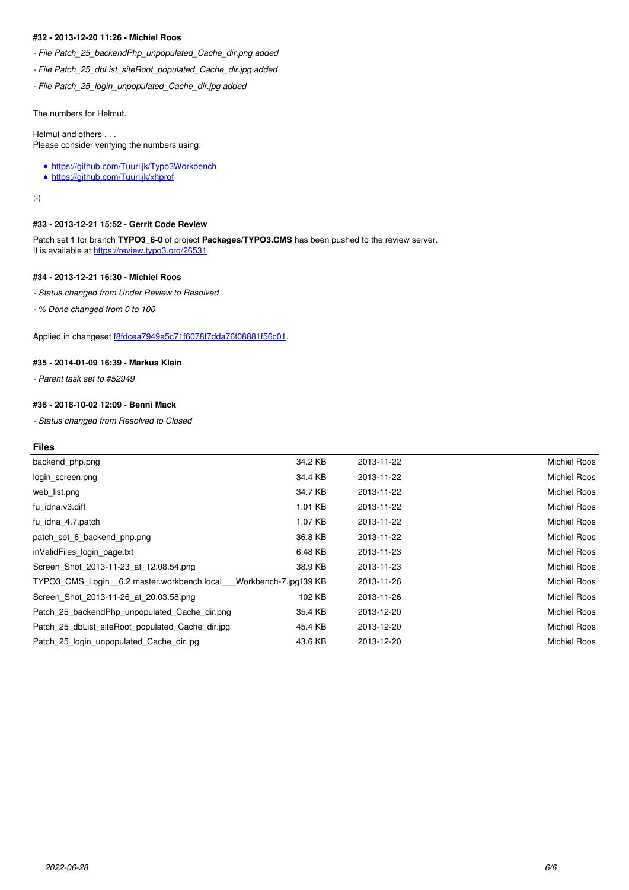#### #32 - 2013-12-20 11:26 - Michiel Roos

*- File Patch_25_backendPhp_unpopulated_Cache_dir.png added*

*- File Patch_25_dbList_siteRoot_populated_Cache_dir.jpg added*

*- File Patch_25_login_unpopulated_Cache_dir.jpg added*

The numbers for Helmut.

Helmut and others . . .
Please consider verifying the numbers using:

- https://github.com/Tuurlijk/Typo3Workbench
- https://github.com/Tuurlijk/xhprof

;-)

#### #33 - 2013-12-21 15:52 - Gerrit Code Review

Patch set 1 for branch **TYPO3_6-0** of project **Packages/TYPO3.CMS** has been pushed to the review server.
It is available at https://review.typo3.org/26531

#### #34 - 2013-12-21 16:30 - Michiel Roos

*- Status changed from Under Review to Resolved*

*- % Done changed from 0 to 100*

Applied in changeset f8fdcea7949a5c71f6078f7dda76f08881f56c01.

#### #35 - 2014-01-09 16:39 - Markus Klein

*- Parent task set to #52949*

#### #36 - 2018-10-02 12:09 - Benni Mack

*- Status changed from Resolved to Closed*

### Files

| | | | |
|---|---|---|---|
| backend_php.png | 34.2 KB | 2013-11-22 | Michiel Roos |
| login_screen.png | 34.4 KB | 2013-11-22 | Michiel Roos |
| web_list.png | 34.7 KB | 2013-11-22 | Michiel Roos |
| fu_idna.v3.diff | 1.01 KB | 2013-11-22 | Michiel Roos |
| fu_idna_4.7.patch | 1.07 KB | 2013-11-22 | Michiel Roos |
| patch_set_6_backend_php.png | 36.8 KB | 2013-11-22 | Michiel Roos |
| inValidFiles_login_page.txt | 6.48 KB | 2013-11-23 | Michiel Roos |
| Screen_Shot_2013-11-23_at_12.08.54.png | 38.9 KB | 2013-11-23 | Michiel Roos |
| TYPO3_CMS_Login__6.2.master.workbench.local___Workbench-7.jpg | 139 KB | 2013-11-26 | Michiel Roos |
| Screen_Shot_2013-11-26_at_20.03.58.png | 102 KB | 2013-11-26 | Michiel Roos |
| Patch_25_backendPhp_unpopulated_Cache_dir.png | 35.4 KB | 2013-12-20 | Michiel Roos |
| Patch_25_dbList_siteRoot_populated_Cache_dir.jpg | 45.4 KB | 2013-12-20 | Michiel Roos |
| Patch_25_login_unpopulated_Cache_dir.jpg | 43.6 KB | 2013-12-20 | Michiel Roos |